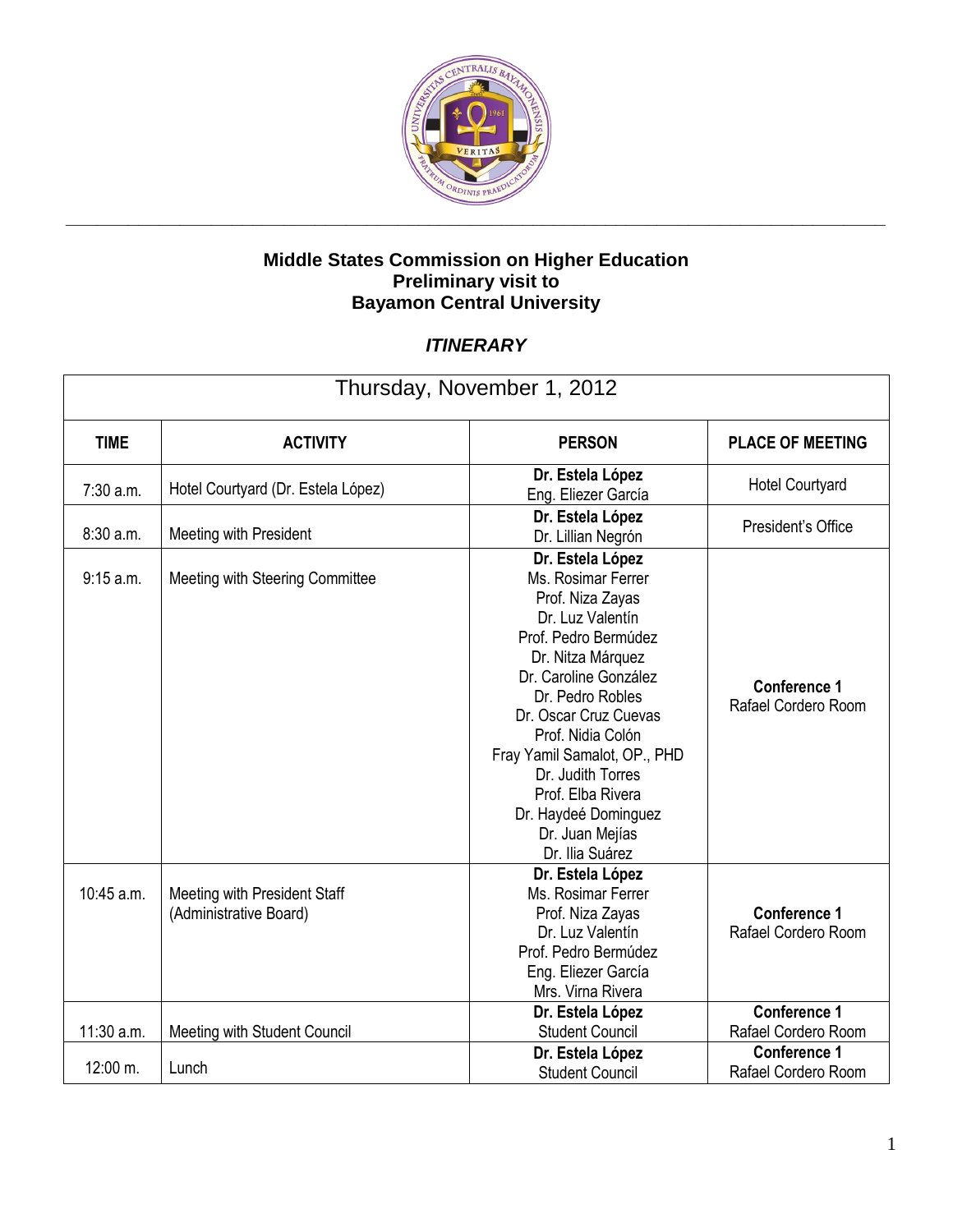**Middle States Commission on Higher Education**
**Preliminary visit to**
**Bayamon Central University**

***ITINERARY***

| Thursday, November 1, 2012 | | | |
|---|---|---|---|
| **TIME** | **ACTIVITY** | **PERSON** | **PLACE OF MEETING** |
| 7:30 a.m. | Hotel Courtyard (Dr. Estela López) | **Dr. Estela López**<br>Eng. Eliezer García | Hotel Courtyard |
| 8:30 a.m. | Meeting with President | **Dr. Estela López**<br>Dr. Lillian Negrón | President's Office |
| 9:15 a.m. | Meeting with Steering Committee | **Dr. Estela López**<br>Ms. Rosimar Ferrer<br>Prof. Niza Zayas<br>Dr. Luz Valentín<br>Prof. Pedro Bermúdez<br>Dr. Nitza Márquez<br>Dr. Caroline González<br>Dr. Pedro Robles<br>Dr. Oscar Cruz Cuevas<br>Prof. Nidia Colón<br>Fray Yamil Samalot, OP., PHD<br>Dr. Judith Torres<br>Prof. Elba Rivera<br>Dr. Haydeé Dominguez<br>Dr. Juan Mejías<br>Dr. Ilia Suárez | **Conference 1**<br>Rafael Cordero Room |
| 10:45 a.m. | Meeting with President Staff (Administrative Board) | **Dr. Estela López**<br>Ms. Rosimar Ferrer<br>Prof. Niza Zayas<br>Dr. Luz Valentín<br>Prof. Pedro Bermúdez<br>Eng. Eliezer García<br>Mrs. Virna Rivera | **Conference 1**<br>Rafael Cordero Room |
| 11:30 a.m. | Meeting with Student Council | **Dr. Estela López**<br>Student Council | **Conference 1**<br>Rafael Cordero Room |
| 12:00 m. | Lunch | **Dr. Estela López**<br>Student Council | **Conference 1**<br>Rafael Cordero Room |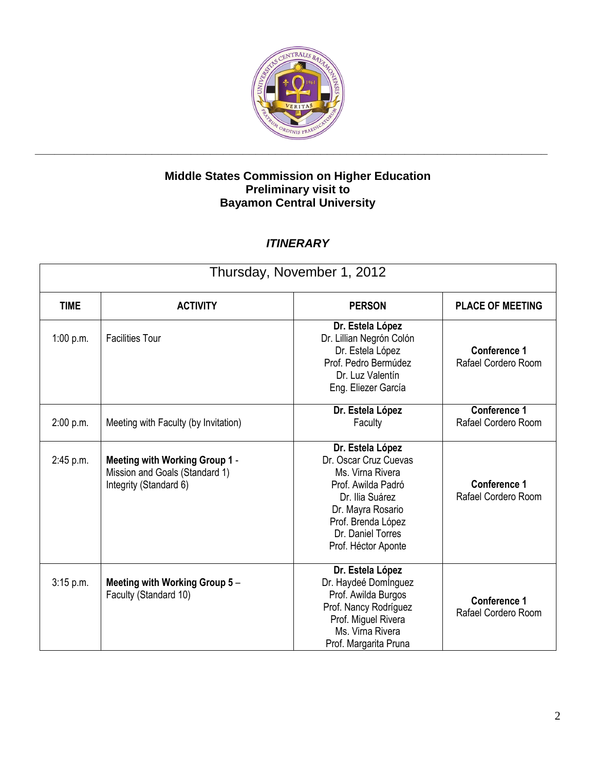**Middle States Commission on Higher Education**
**Preliminary visit to**
**Bayamon Central University**

## *ITINERARY*

| Thursday, November 1, 2012 | | | |
|---|---|---|---|
| **TIME** | **ACTIVITY** | **PERSON** | **PLACE OF MEETING** |
| 1:00 p.m. | Facilities Tour | **Dr. Estela López**<br>Dr. Lillian Negrón Colón<br>Dr. Estela López<br>Prof. Pedro Bermúdez<br>Dr. Luz Valentín<br>Eng. Eliezer García | **Conference 1**<br>Rafael Cordero Room |
| 2:00 p.m. | Meeting with Faculty (by Invitation) | **Dr. Estela López**<br>Faculty | **Conference 1**<br>Rafael Cordero Room |
| 2:45 p.m. | **Meeting with Working Group 1** -<br>Mission and Goals (Standard 1)<br>Integrity (Standard 6) | **Dr. Estela López**<br>Dr. Oscar Cruz Cuevas<br>Ms. Virna Rivera<br>Prof. Awilda Padró<br>Dr. Ilia Suárez<br>Dr. Mayra Rosario<br>Prof. Brenda López<br>Dr. Daniel Torres<br>Prof. Héctor Aponte | **Conference 1**<br>Rafael Cordero Room |
| 3:15 p.m. | **Meeting with Working Group 5** –<br>Faculty (Standard 10) | **Dr. Estela López**<br>Dr. Haydeé DomÍnguez<br>Prof. Awilda Burgos<br>Prof. Nancy Rodríguez<br>Prof. Miguel Rivera<br>Ms. Virna Rivera<br>Prof. Margarita Pruna | **Conference 1**<br>Rafael Cordero Room |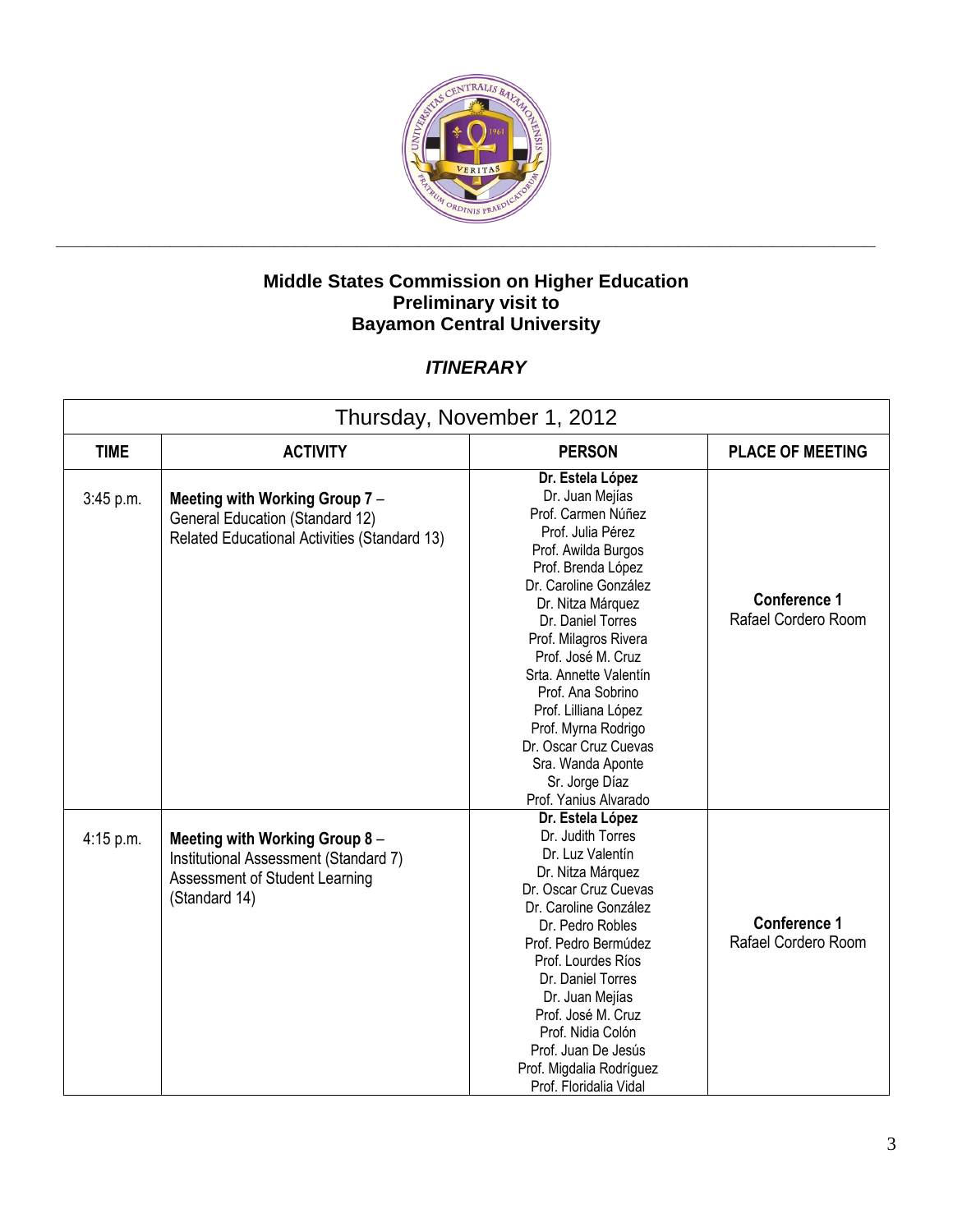**Middle States Commission on Higher Education**
**Preliminary visit to**
**Bayamon Central University**

***ITINERARY***

| Thursday, November 1, 2012 | | | |
|---|---|---|---|
| **TIME** | **ACTIVITY** | **PERSON** | **PLACE OF MEETING** |
| 3:45 p.m. | **Meeting with Working Group 7** – General Education (Standard 12) Related Educational Activities (Standard 13) | **Dr. Estela López**<br>Dr. Juan Mejías<br>Prof. Carmen Núñez<br>Prof. Julia Pérez<br>Prof. Awilda Burgos<br>Prof. Brenda López<br>Dr. Caroline González<br>Dr. Nitza Márquez<br>Dr. Daniel Torres<br>Prof. Milagros Rivera<br>Prof. José M. Cruz<br>Srta. Annette Valentín<br>Prof. Ana Sobrino<br>Prof. Lilliana López<br>Prof. Myrna Rodrigo<br>Dr. Oscar Cruz Cuevas<br>Sra. Wanda Aponte<br>Sr. Jorge Díaz<br>Prof. Yanius Alvarado | **Conference 1**<br>Rafael Cordero Room |
| 4:15 p.m. | **Meeting with Working Group 8** – Institutional Assessment (Standard 7) Assessment of Student Learning (Standard 14) | **Dr. Estela López**<br>Dr. Judith Torres<br>Dr. Luz Valentín<br>Dr. Nitza Márquez<br>Dr. Oscar Cruz Cuevas<br>Dr. Caroline González<br>Dr. Pedro Robles<br>Prof. Pedro Bermúdez<br>Prof. Lourdes Ríos<br>Dr. Daniel Torres<br>Dr. Juan Mejías<br>Prof. José M. Cruz<br>Prof. Nidia Colón<br>Prof. Juan De Jesús<br>Prof. Migdalia Rodríguez<br>Prof. Floridalia Vidal | **Conference 1**<br>Rafael Cordero Room |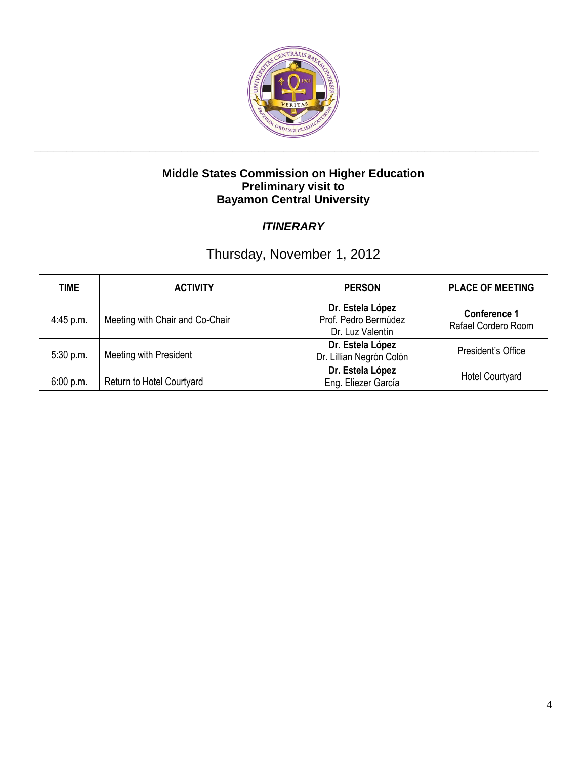**Middle States Commission on Higher Education**
**Preliminary visit to**
**Bayamon Central University**

***ITINERARY***

| Thursday, November 1, 2012 | | | |
|---|---|---|---|
| **TIME** | **ACTIVITY** | **PERSON** | **PLACE OF MEETING** |
| 4:45 p.m. | Meeting with Chair and Co-Chair | **Dr. Estela López**<br>Prof. Pedro Bermúdez<br>Dr. Luz Valentín | **Conference 1**<br>Rafael Cordero Room |
| 5:30 p.m. | Meeting with President | **Dr. Estela López**<br>Dr. Lillian Negrón Colón | President's Office |
| 6:00 p.m. | Return to Hotel Courtyard | **Dr. Estela López**<br>Eng. Eliezer García | Hotel Courtyard |